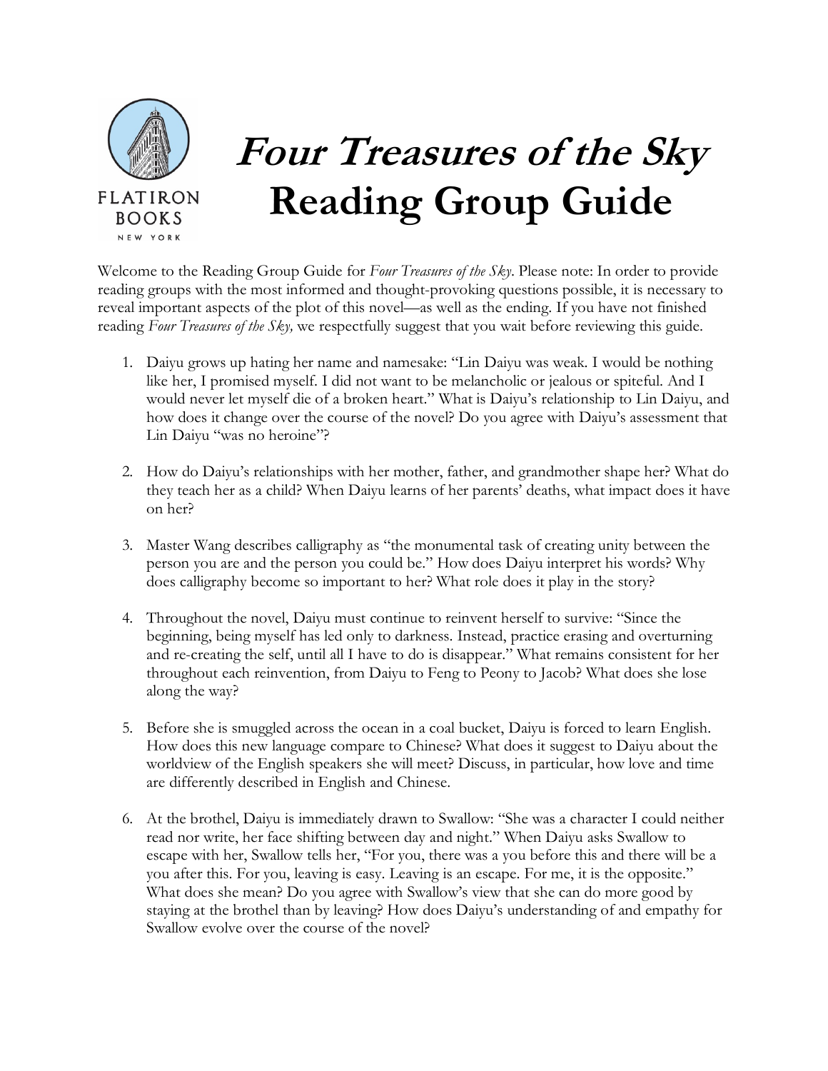# *Four Treasures of the Sky* Reading Group Guide

Welcome to the Reading Group Guide for *Four Treasures of the Sky*. Please note: In order to provide reading groups with the most informed and thought-provoking questions possible, it is necessary to reveal important aspects of the plot of this novel—as well as the ending. If you have not finished reading *Four Treasures of the Sky,* we respectfully suggest that you wait before reviewing this guide.

1. Daiyu grows up hating her name and namesake: "Lin Daiyu was weak. I would be nothing like her, I promised myself. I did not want to be melancholic or jealous or spiteful. And I would never let myself die of a broken heart." What is Daiyu's relationship to Lin Daiyu, and how does it change over the course of the novel? Do you agree with Daiyu's assessment that Lin Daiyu "was no heroine"?

2. How do Daiyu's relationships with her mother, father, and grandmother shape her? What do they teach her as a child? When Daiyu learns of her parents' deaths, what impact does it have on her?

3. Master Wang describes calligraphy as "the monumental task of creating unity between the person you are and the person you could be." How does Daiyu interpret his words? Why does calligraphy become so important to her? What role does it play in the story?

4. Throughout the novel, Daiyu must continue to reinvent herself to survive: "Since the beginning, being myself has led only to darkness. Instead, practice erasing and overturning and re-creating the self, until all I have to do is disappear." What remains consistent for her throughout each reinvention, from Daiyu to Feng to Peony to Jacob? What does she lose along the way?

5. Before she is smuggled across the ocean in a coal bucket, Daiyu is forced to learn English. How does this new language compare to Chinese? What does it suggest to Daiyu about the worldview of the English speakers she will meet? Discuss, in particular, how love and time are differently described in English and Chinese.

6. At the brothel, Daiyu is immediately drawn to Swallow: "She was a character I could neither read nor write, her face shifting between day and night." When Daiyu asks Swallow to escape with her, Swallow tells her, "For you, there was a you before this and there will be a you after this. For you, leaving is easy. Leaving is an escape. For me, it is the opposite." What does she mean? Do you agree with Swallow's view that she can do more good by staying at the brothel than by leaving? How does Daiyu's understanding of and empathy for Swallow evolve over the course of the novel?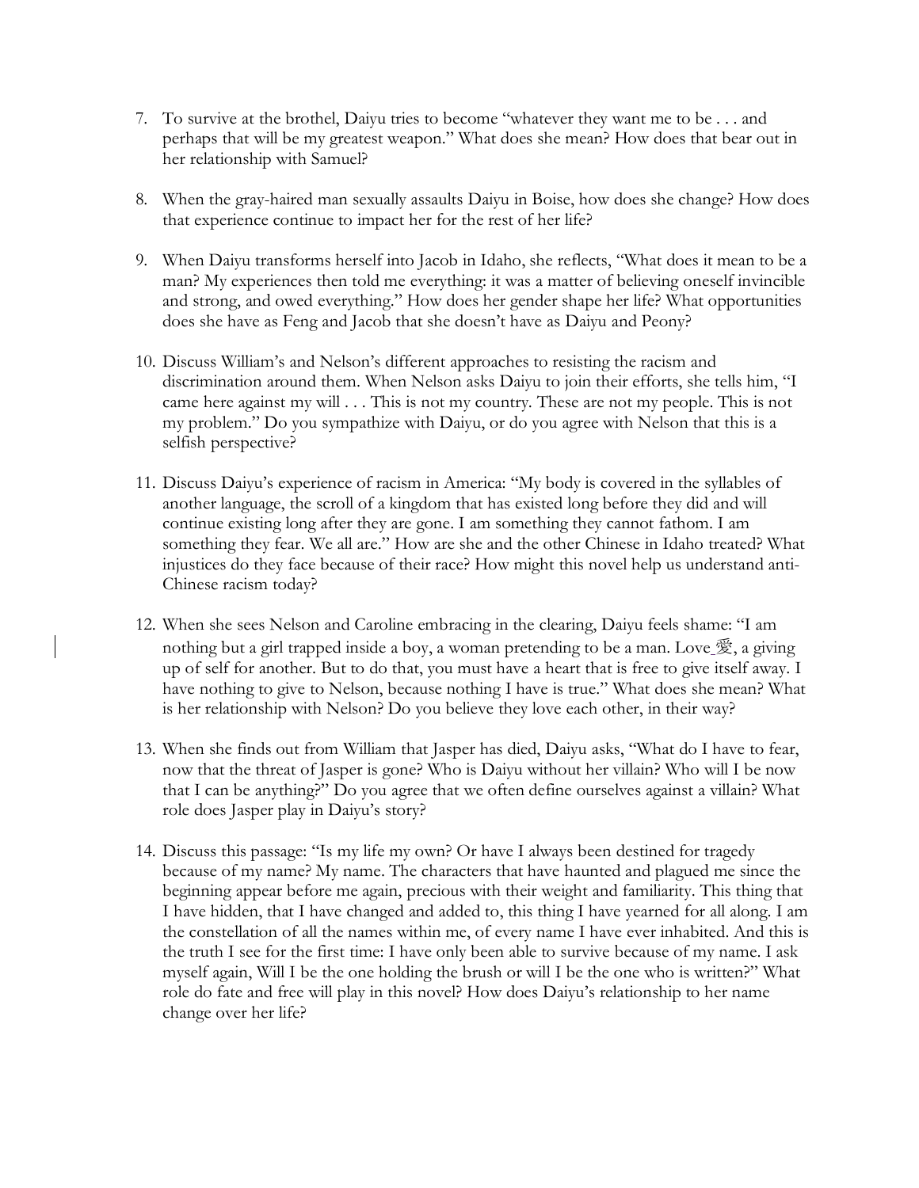7. To survive at the brothel, Daiyu tries to become "whatever they want me to be . . . and perhaps that will be my greatest weapon." What does she mean? How does that bear out in her relationship with Samuel?

8. When the gray-haired man sexually assaults Daiyu in Boise, how does she change? How does that experience continue to impact her for the rest of her life?

9. When Daiyu transforms herself into Jacob in Idaho, she reflects, "What does it mean to be a man? My experiences then told me everything: it was a matter of believing oneself invincible and strong, and owed everything." How does her gender shape her life? What opportunities does she have as Feng and Jacob that she doesn't have as Daiyu and Peony?

10. Discuss William's and Nelson's different approaches to resisting the racism and discrimination around them. When Nelson asks Daiyu to join their efforts, she tells him, "I came here against my will . . . This is not my country. These are not my people. This is not my problem." Do you sympathize with Daiyu, or do you agree with Nelson that this is a selfish perspective?

11. Discuss Daiyu's experience of racism in America: "My body is covered in the syllables of another language, the scroll of a kingdom that has existed long before they did and will continue existing long after they are gone. I am something they cannot fathom. I am something they fear. We all are." How are she and the other Chinese in Idaho treated? What injustices do they face because of their race? How might this novel help us understand anti-Chinese racism today?

12. When she sees Nelson and Caroline embracing in the clearing, Daiyu feels shame: "I am nothing but a girl trapped inside a boy, a woman pretending to be a man. Love 愛, a giving up of self for another. But to do that, you must have a heart that is free to give itself away. I have nothing to give to Nelson, because nothing I have is true." What does she mean? What is her relationship with Nelson? Do you believe they love each other, in their way?

13. When she finds out from William that Jasper has died, Daiyu asks, "What do I have to fear, now that the threat of Jasper is gone? Who is Daiyu without her villain? Who will I be now that I can be anything?" Do you agree that we often define ourselves against a villain? What role does Jasper play in Daiyu's story?

14. Discuss this passage: "Is my life my own? Or have I always been destined for tragedy because of my name? My name. The characters that have haunted and plagued me since the beginning appear before me again, precious with their weight and familiarity. This thing that I have hidden, that I have changed and added to, this thing I have yearned for all along. I am the constellation of all the names within me, of every name I have ever inhabited. And this is the truth I see for the first time: I have only been able to survive because of my name. I ask myself again, Will I be the one holding the brush or will I be the one who is written?" What role do fate and free will play in this novel? How does Daiyu's relationship to her name change over her life?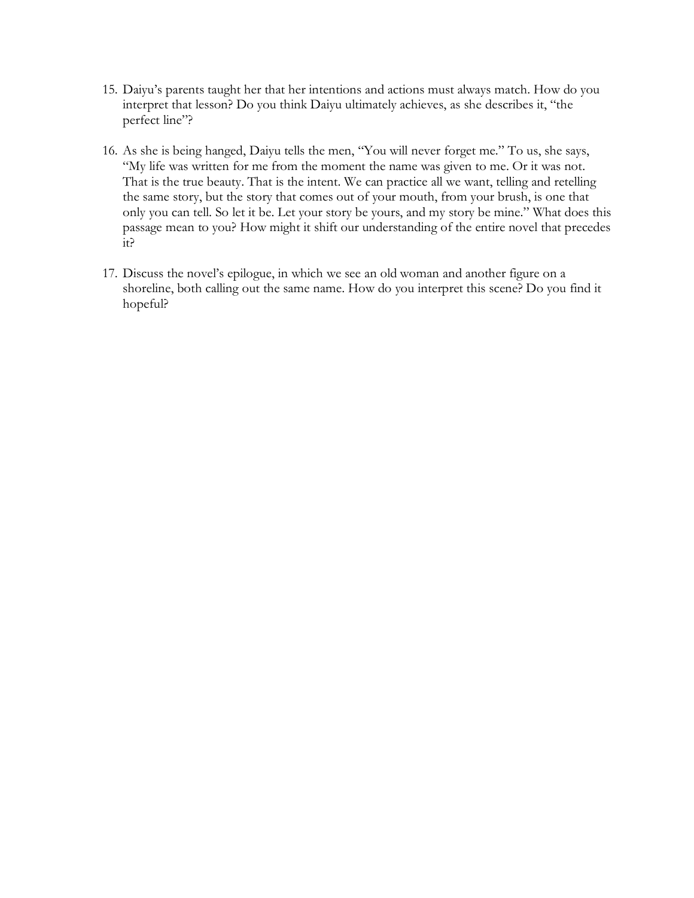15. Daiyu's parents taught her that her intentions and actions must always match. How do you interpret that lesson? Do you think Daiyu ultimately achieves, as she describes it, "the perfect line"?

16. As she is being hanged, Daiyu tells the men, "You will never forget me." To us, she says, "My life was written for me from the moment the name was given to me. Or it was not. That is the true beauty. That is the intent. We can practice all we want, telling and retelling the same story, but the story that comes out of your mouth, from your brush, is one that only you can tell. So let it be. Let your story be yours, and my story be mine." What does this passage mean to you? How might it shift our understanding of the entire novel that precedes it?

17. Discuss the novel's epilogue, in which we see an old woman and another figure on a shoreline, both calling out the same name. How do you interpret this scene? Do you find it hopeful?